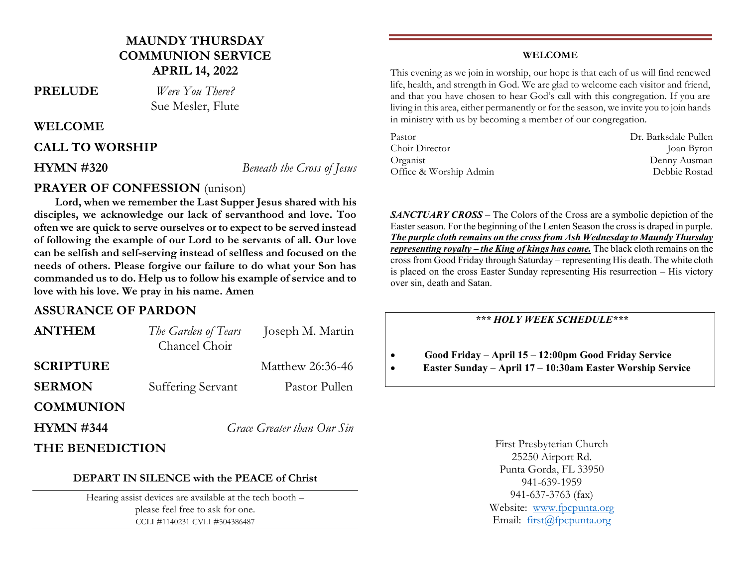# MAUNDY THURSDAY COMMUNION SERVICE APRIL 14, 2022

**PRELUDE** *Were You There?*
Sue Mesler, Flute

## WELCOME

## CALL TO WORSHIP

**HYMN #320** *Beneath the Cross of Jesus*

## PRAYER OF CONFESSION (unison)

**Lord, when we remember the Last Supper Jesus shared with his disciples, we acknowledge our lack of servanthood and love. Too often we are quick to serve ourselves or to expect to be served instead of following the example of our Lord to be servants of all. Our love can be selfish and self-serving instead of selfless and focused on the needs of others. Please forgive our failure to do what your Son has commanded us to do. Help us to follow his example of service and to love with his love. We pray in his name. Amen**

## ASSURANCE OF PARDON

**ANTHEM** *The Garden of Tears* Joseph M. Martin
Chancel Choir

**SCRIPTURE** Matthew 26:36-46

**SERMON** Suffering Servant Pastor Pullen

## COMMUNION

**HYMN #344** *Grace Greater than Our Sin*

## THE BENEDICTION

**DEPART IN SILENCE with the PEACE of Christ**

Hearing assist devices are available at the tech booth – please feel free to ask for one.
CCLI #1140231 CVLI #504386487

---

**WELCOME**

This evening as we join in worship, our hope is that each of us will find renewed life, health, and strength in God. We are glad to welcome each visitor and friend, and that you have chosen to hear God's call with this congregation. If you are living in this area, either permanently or for the season, we invite you to join hands in ministry with us by becoming a member of our congregation.

| | |
|---|---|
| Pastor | Dr. Barksdale Pullen |
| Choir Director | Joan Byron |
| Organist | Denny Ausman |
| Office & Worship Admin | Debbie Rostad |

***SANCTUARY CROSS*** – The Colors of the Cross are a symbolic depiction of the Easter season. For the beginning of the Lenten Season the cross is draped in purple. ***The purple cloth remains on the cross from Ash Wednesday to Maundy Thursday representing royalty – the King of kings has come.*** The black cloth remains on the cross from Good Friday through Saturday – representing His death. The white cloth is placed on the cross Easter Sunday representing His resurrection – His victory over sin, death and Satan.

***\*\*\* HOLY WEEK SCHEDULE\*\*\****

- **Good Friday – April 15 – 12:00pm Good Friday Service**
- **Easter Sunday – April 17 – 10:30am Easter Worship Service**

First Presbyterian Church
25250 Airport Rd.
Punta Gorda, FL 33950
941-639-1959
941-637-3763 (fax)
Website: www.fpcpunta.org
Email: first@fpcpunta.org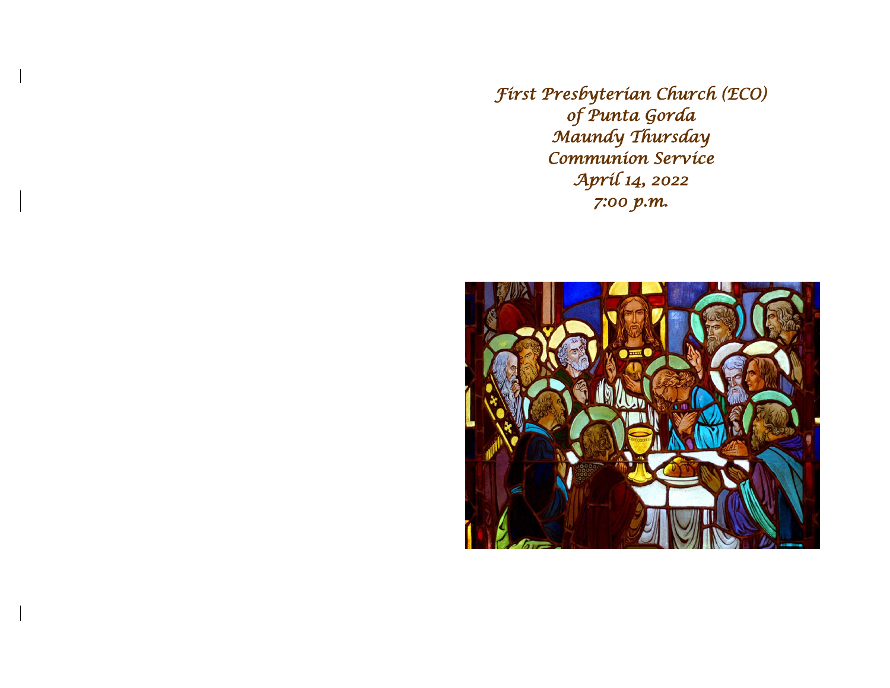*First Presbyterian Church (ECO)*
*of Punta Gorda*
*Maundy Thursday*
*Communion Service*
*April 14, 2022*
*7:00 p.m.*